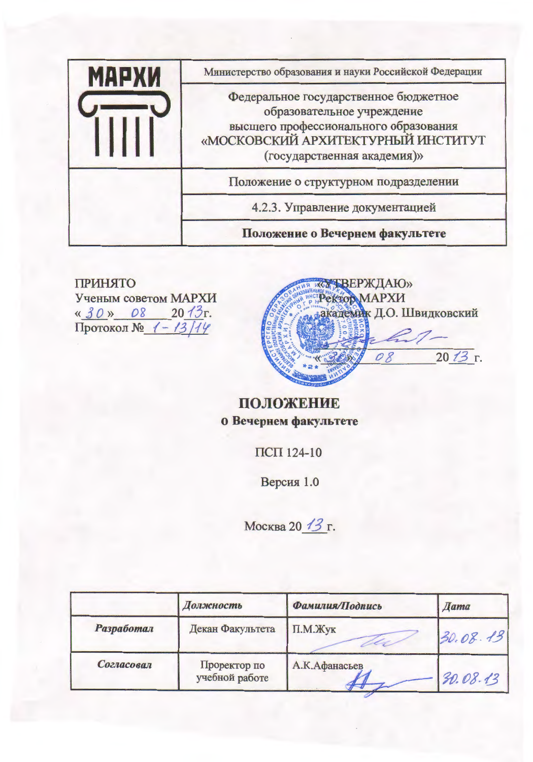| МАРХИ | Министерство образования и науки Российской Федерации |
|---|---|
| | Федеральное государственное бюджетное образовательное учреждение высшего профессионального образования «МОСКОВСКИЙ АРХИТЕКТУРНЫЙ ИНСТИТУТ (государственная академия)» |
| | Положение о структурном подразделении |
| | 4.2.3. Управление документацией |
| | **Положение о Вечернем факультете** |

ПРИНЯТО
Ученым советом МАРХИ
«30» 08 2013г.
Протокол № 1-13/14

«УТВЕРЖДАЮ»
Ректор МАРХИ
академик Д.О. Швидковский
«__» 08 2013 г.

# ПОЛОЖЕНИЕ
## о Вечернем факультете

ПСП 124-10

Версия 1.0

Москва 2013 г.

| | *Должность* | *Фамилия/Подпись* | *Дата* |
|---|---|---|---|
| ***Разработал*** | Декан Факультета | П.М.Жук | 30.08.13 |
| ***Согласовал*** | Проректор по учебной работе | А.К.Афанасьев | 30.08.13 |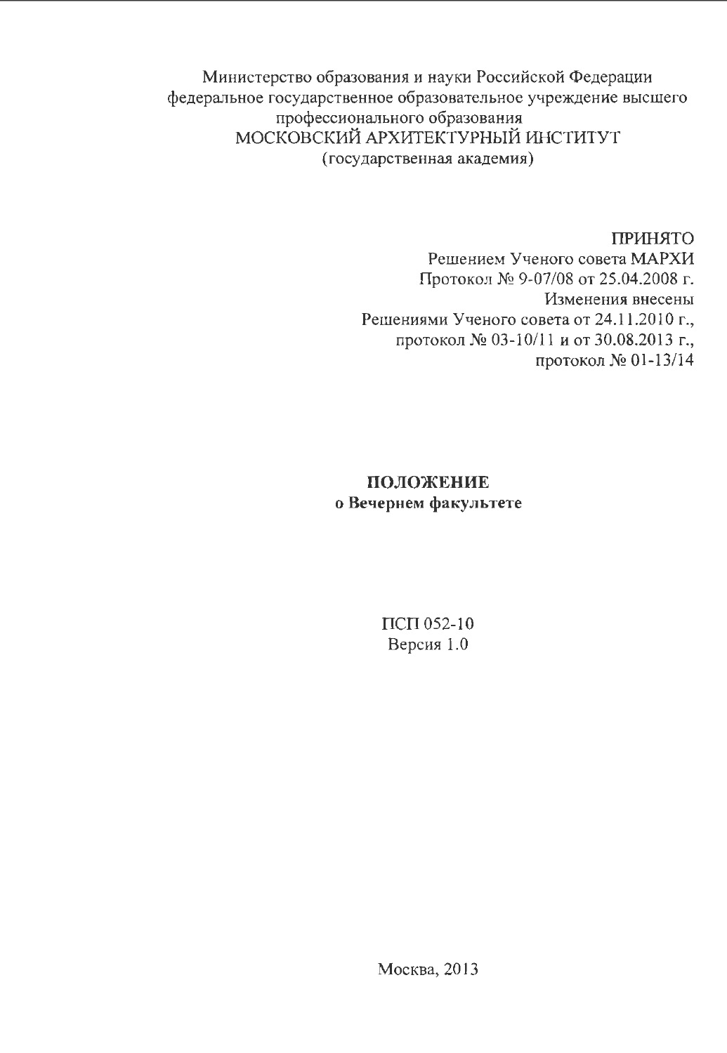Министерство образования и науки Российской Федерации
федеральное государственное образовательное учреждение высшего профессионального образования
МОСКОВСКИЙ АРХИТЕКТУРНЫЙ ИНСТИТУТ
(государственная академия)

ПРИНЯТО
Решением Ученого совета МАРХИ
Протокол № 9-07/08 от 25.04.2008 г.
Изменения внесены
Решениями Ученого совета от 24.11.2010 г.,
протокол № 03-10/11 и от 30.08.2013 г.,
протокол № 01-13/14

# ПОЛОЖЕНИЕ
**о Вечернем факультете**

ПСП 052-10
Версия 1.0

Москва, 2013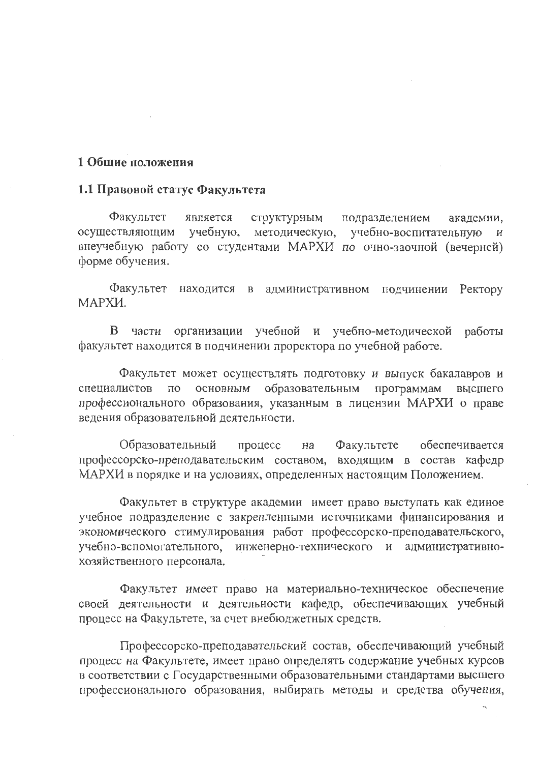## 1 Общие положения

### 1.1 Правовой статус Факультета

Факультет является структурным подразделением академии, осуществляющим учебную, методическую, учебно-воспитательную и внеучебную работу со студентами МАРХИ по очно-заочной (вечерней) форме обучения.

Факультет находится в административном подчинении Ректору МАРХИ.

В части организации учебной и учебно-методической работы факультет находится в подчинении проректора по учебной работе.

Факультет может осуществлять подготовку и выпуск бакалавров и специалистов по основным образовательным программам высшего профессионального образования, указанным в лицензии МАРХИ о праве ведения образовательной деятельности.

Образовательный процесс на Факультете обеспечивается профессорско-преподавательским составом, входящим в состав кафедр МАРХИ в порядке и на условиях, определенных настоящим Положением.

Факультет в структуре академии имеет право выступать как единое учебное подразделение с закрепленными источниками финансирования и экономического стимулирования работ профессорско-преподавательского, учебно-вспомогательного, инженерно-технического и административно-хозяйственного персонала.

Факультет имеет право на материально-техническое обеспечение своей деятельности и деятельности кафедр, обеспечивающих учебный процесс на Факультете, за счет внебюджетных средств.

Профессорско-преподавательский состав, обеспечивающий учебный процесс на Факультете, имеет право определять содержание учебных курсов в соответствии с Государственными образовательными стандартами высшего профессионального образования, выбирать методы и средства обучения,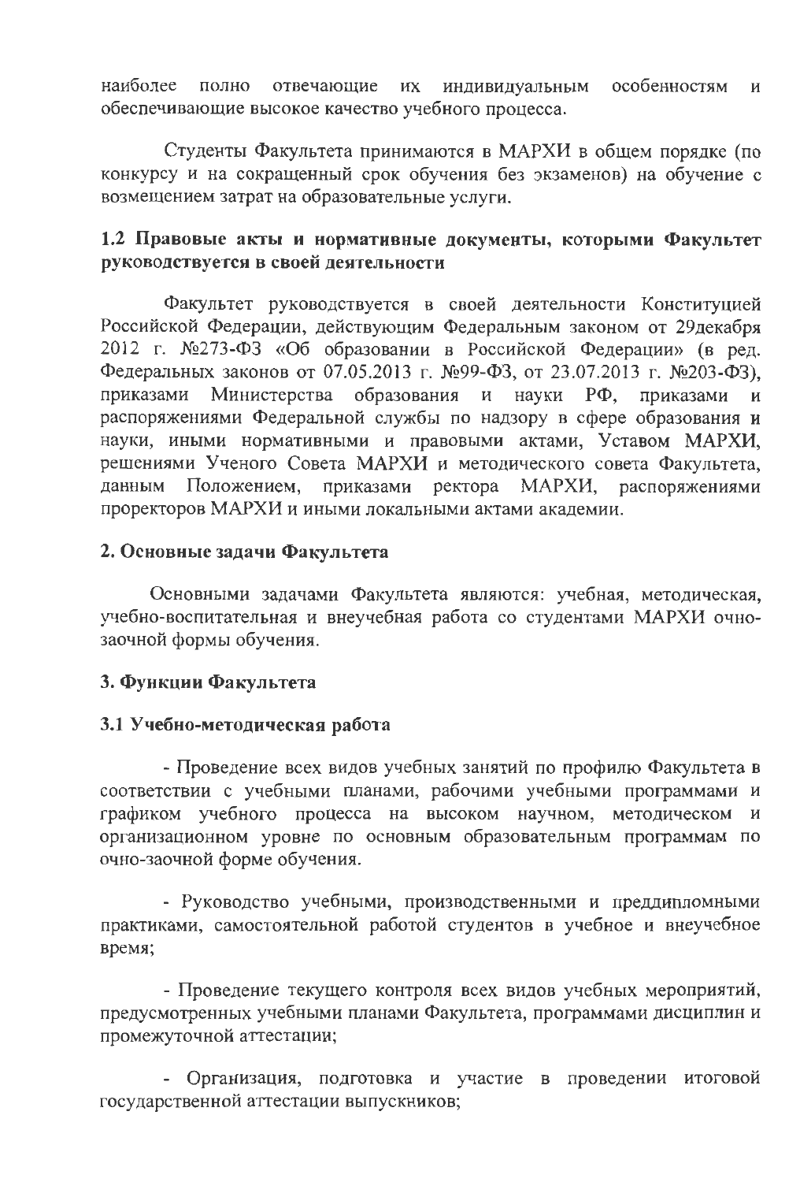наиболее полно отвечающие их индивидуальным особенностям и обеспечивающие высокое качество учебного процесса.

Студенты Факультета принимаются в МАРХИ в общем порядке (по конкурсу и на сокращенный срок обучения без экзаменов) на обучение с возмещением затрат на образовательные услуги.

### 1.2 Правовые акты и нормативные документы, которыми Факультет руководствуется в своей деятельности

Факультет руководствуется в своей деятельности Конституцией Российской Федерации, действующим Федеральным законом от 29декабря 2012 г. №273-ФЗ «Об образовании в Российской Федерации» (в ред. Федеральных законов от 07.05.2013 г. №99-ФЗ, от 23.07.2013 г. №203-ФЗ), приказами Министерства образования и науки РФ, приказами и распоряжениями Федеральной службы по надзору в сфере образования и науки, иными нормативными и правовыми актами, Уставом МАРХИ, решениями Ученого Совета МАРХИ и методического совета Факультета, данным Положением, приказами ректора МАРХИ, распоряжениями проректоров МАРХИ и иными локальными актами академии.

## 2. Основные задачи Факультета

Основными задачами Факультета являются: учебная, методическая, учебно-воспитательная и внеучебная работа со студентами МАРХИ очно-заочной формы обучения.

## 3. Функции Факультета

### 3.1 Учебно-методическая работа

- Проведение всех видов учебных занятий по профилю Факультета в соответствии с учебными планами, рабочими учебными программами и графиком учебного процесса на высоком научном, методическом и организационном уровне по основным образовательным программам по очно-заочной форме обучения.

- Руководство учебными, производственными и преддипломными практиками, самостоятельной работой студентов в учебное и внеучебное время;

- Проведение текущего контроля всех видов учебных мероприятий, предусмотренных учебными планами Факультета, программами дисциплин и промежуточной аттестации;

- Организация, подготовка и участие в проведении итоговой государственной аттестации выпускников;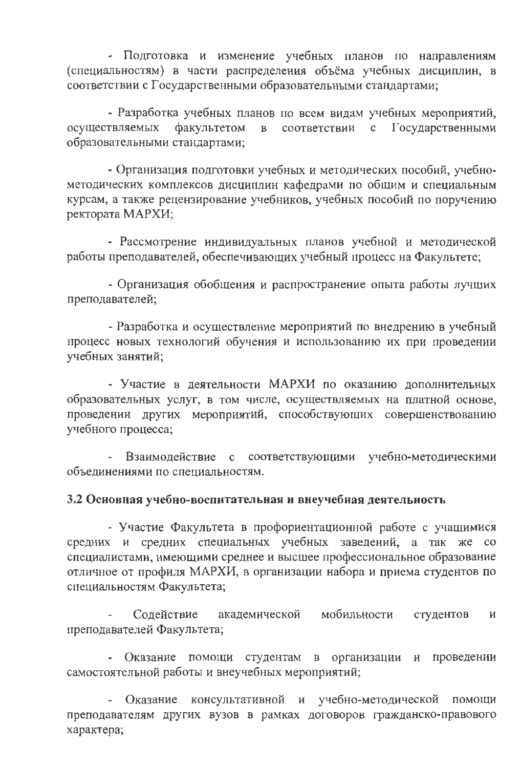- Подготовка и изменение учебных планов по направлениям (специальностям) в части распределения объёма учебных дисциплин, в соответствии с Государственными образовательными стандартами;

- Разработка учебных планов по всем видам учебных мероприятий, осуществляемых факультетом в соответствии с Государственными образовательными стандартами;

- Организация подготовки учебных и методических пособий, учебно-методических комплексов дисциплин кафедрами по общим и специальным курсам, а также рецензирование учебников, учебных пособий по поручению ректората МАРХИ;

- Рассмотрение индивидуальных планов учебной и методической работы преподавателей, обеспечивающих учебный процесс на Факультете;

- Организация обобщения и распространение опыта работы лучших преподавателей;

- Разработка и осуществление мероприятий по внедрению в учебный процесс новых технологий обучения и использованию их при проведении учебных занятий;

- Участие в деятельности МАРХИ по оказанию дополнительных образовательных услуг, в том числе, осуществляемых на платной основе, проведении других мероприятий, способствующих совершенствованию учебного процесса;

- Взаимодействие с соответствующими учебно-методическими объединениями по специальностям.

### 3.2 Основная учебно-воспитательная и внеучебная деятельность

- Участие Факультета в профориентационной работе с учащимися средних и средних специальных учебных заведений, а так же со специалистами, имеющими среднее и высшее профессиональное образование отличное от профиля МАРХИ, в организации набора и приема студентов по специальностям Факультета;

- Содействие академической мобильности студентов и преподавателей Факультета;

- Оказание помощи студентам в организации и проведении самостоятельной работы и внеучебных мероприятий;

- Оказание консультативной и учебно-методической помощи преподавателям других вузов в рамках договоров гражданско-правового характера;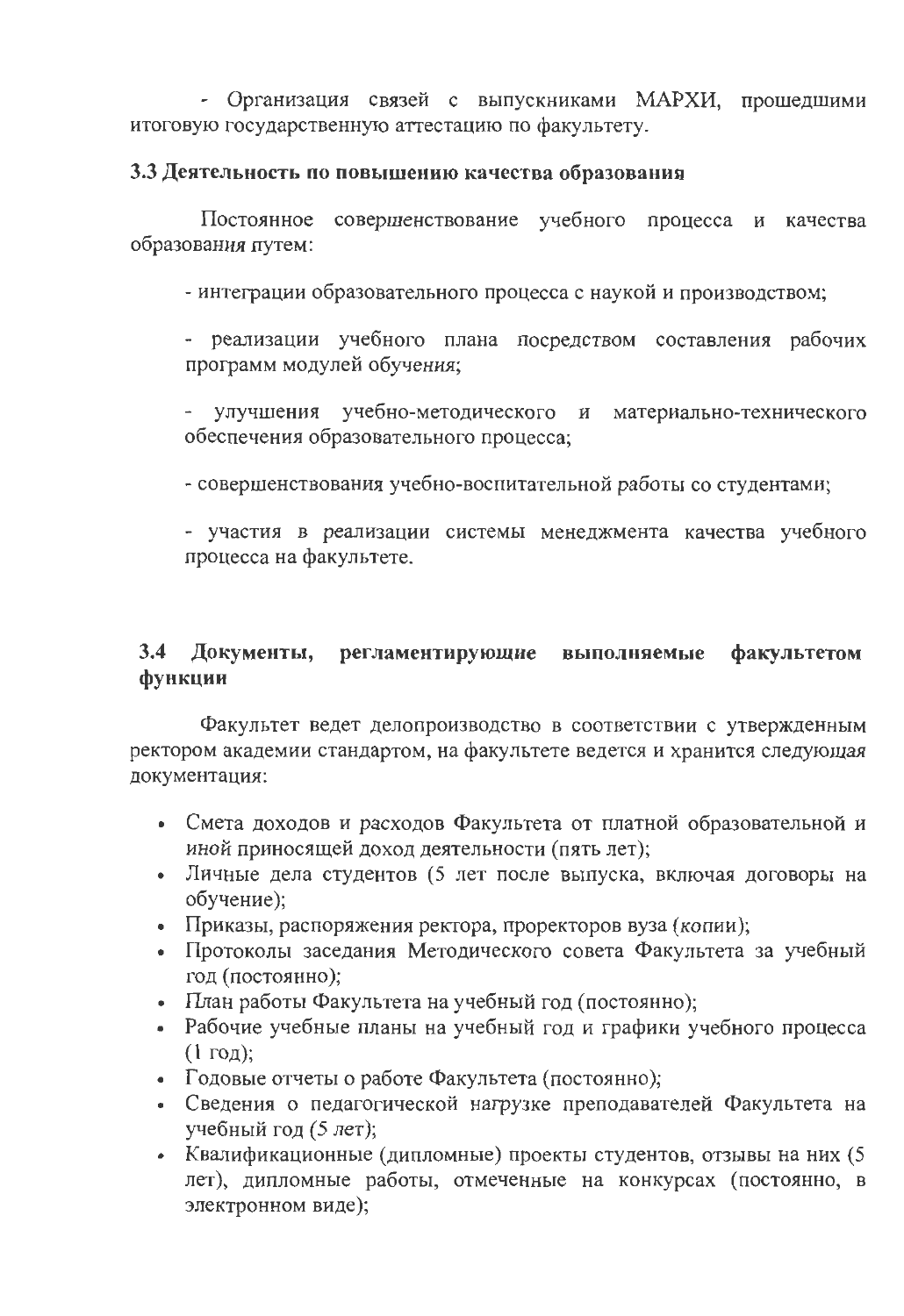- Организация связей с выпускниками МАРХИ, прошедшими итоговую государственную аттестацию по факультету.

### 3.3 Деятельность по повышению качества образования

Постоянное совершенствование учебного процесса и качества образования путем:

- интеграции образовательного процесса с наукой и производством;

- реализации учебного плана посредством составления рабочих программ модулей обучения;

- улучшения учебно-методического и материально-технического обеспечения образовательного процесса;

- совершенствования учебно-воспитательной работы со студентами;

- участия в реализации системы менеджмента качества учебного процесса на факультете.

### 3.4 Документы, регламентирующие выполняемые факультетом функции

Факультет ведет делопроизводство в соответствии с утвержденным ректором академии стандартом, на факультете ведется и хранится следующая документация:

- Смета доходов и расходов Факультета от платной образовательной и иной приносящей доход деятельности (пять лет);
- Личные дела студентов (5 лет после выпуска, включая договоры на обучение);
- Приказы, распоряжения ректора, проректоров вуза (копии);
- Протоколы заседания Методического совета Факультета за учебный год (постоянно);
- План работы Факультета на учебный год (постоянно);
- Рабочие учебные планы на учебный год и графики учебного процесса (1 год);
- Годовые отчеты о работе Факультета (постоянно);
- Сведения о педагогической нагрузке преподавателей Факультета на учебный год (5 лет);
- Квалификационные (дипломные) проекты студентов, отзывы на них (5 лет), дипломные работы, отмеченные на конкурсах (постоянно, в электронном виде);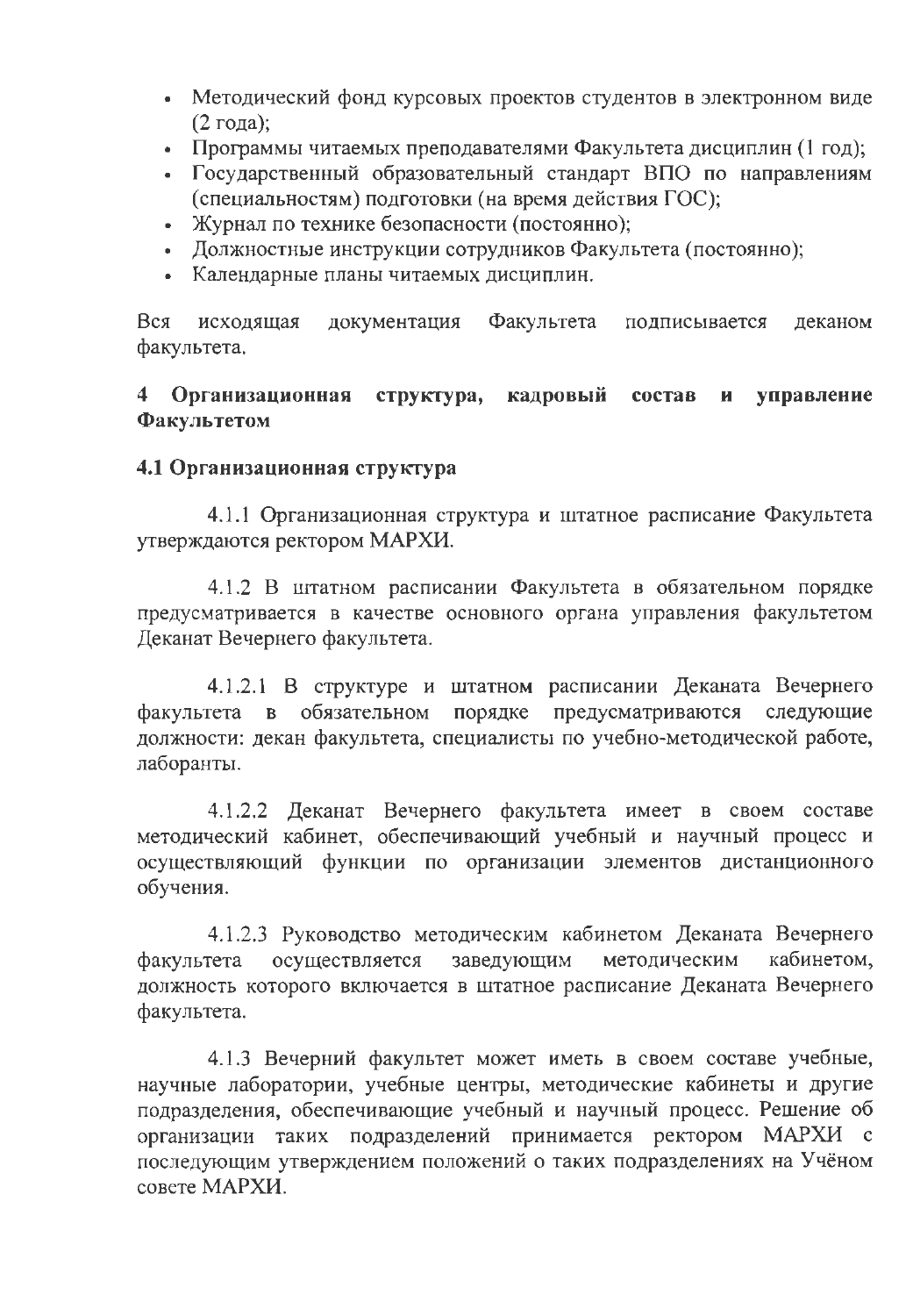- Методический фонд курсовых проектов студентов в электронном виде (2 года);
- Программы читаемых преподавателями Факультета дисциплин (1 год);
- Государственный образовательный стандарт ВПО по направлениям (специальностям) подготовки (на время действия ГОС);
- Журнал по технике безопасности (постоянно);
- Должностные инструкции сотрудников Факультета (постоянно);
- Календарные планы читаемых дисциплин.

Вся исходящая документация Факультета подписывается деканом факультета.

## 4 Организационная структура, кадровый состав и управление Факультетом

### 4.1 Организационная структура

4.1.1 Организационная структура и штатное расписание Факультета утверждаются ректором МАРХИ.

4.1.2 В штатном расписании Факультета в обязательном порядке предусматривается в качестве основного органа управления факультетом Деканат Вечернего факультета.

4.1.2.1 В структуре и штатном расписании Деканата Вечернего факультета в обязательном порядке предусматриваются следующие должности: декан факультета, специалисты по учебно-методической работе, лаборанты.

4.1.2.2 Деканат Вечернего факультета имеет в своем составе методический кабинет, обеспечивающий учебный и научный процесс и осуществляющий функции по организации элементов дистанционного обучения.

4.1.2.3 Руководство методическим кабинетом Деканата Вечернего факультета осуществляется заведующим методическим кабинетом, должность которого включается в штатное расписание Деканата Вечернего факультета.

4.1.3 Вечерний факультет может иметь в своем составе учебные, научные лаборатории, учебные центры, методические кабинеты и другие подразделения, обеспечивающие учебный и научный процесс. Решение об организации таких подразделений принимается ректором МАРХИ с последующим утверждением положений о таких подразделениях на Учёном совете МАРХИ.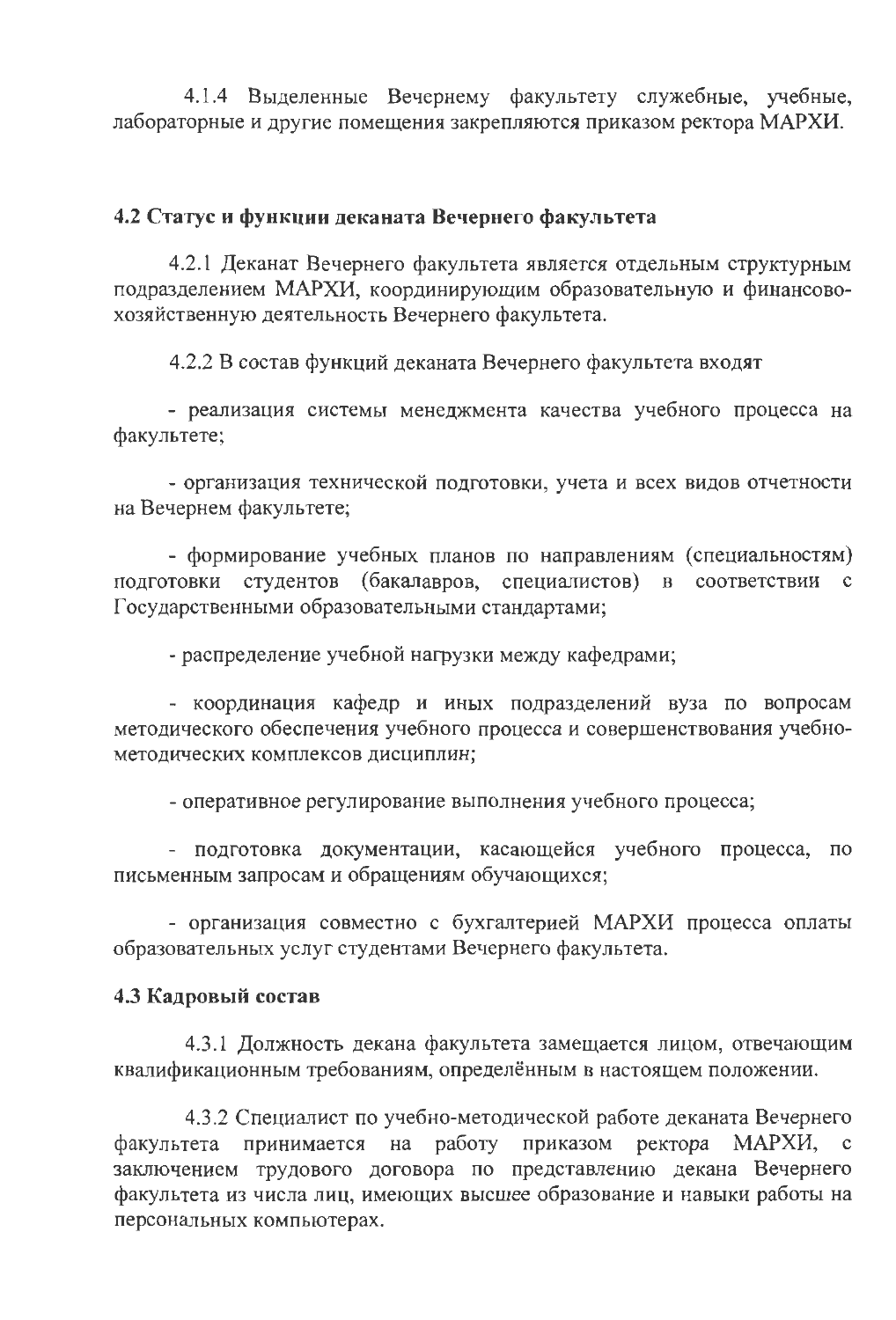4.1.4 Выделенные Вечернему факультету служебные, учебные, лабораторные и другие помещения закрепляются приказом ректора МАРХИ.

### 4.2 Статус и функции деканата Вечернего факультета

4.2.1 Деканат Вечернего факультета является отдельным структурным подразделением МАРХИ, координирующим образовательную и финансово-хозяйственную деятельность Вечернего факультета.

4.2.2 В состав функций деканата Вечернего факультета входят

- реализация системы менеджмента качества учебного процесса на факультете;

- организация технической подготовки, учета и всех видов отчетности на Вечернем факультете;

- формирование учебных планов по направлениям (специальностям) подготовки студентов (бакалавров, специалистов) в соответствии с Государственными образовательными стандартами;

- распределение учебной нагрузки между кафедрами;

- координация кафедр и иных подразделений вуза по вопросам методического обеспечения учебного процесса и совершенствования учебно-методических комплексов дисциплин;

- оперативное регулирование выполнения учебного процесса;

- подготовка документации, касающейся учебного процесса, по письменным запросам и обращениям обучающихся;

- организация совместно с бухгалтерией МАРХИ процесса оплаты образовательных услуг студентами Вечернего факультета.

### 4.3 Кадровый состав

4.3.1 Должность декана факультета замещается лицом, отвечающим квалификационным требованиям, определённым в настоящем положении.

4.3.2 Специалист по учебно-методической работе деканата Вечернего факультета принимается на работу приказом ректора МАРХИ, с заключением трудового договора по представлению декана Вечернего факультета из числа лиц, имеющих высшее образование и навыки работы на персональных компьютерах.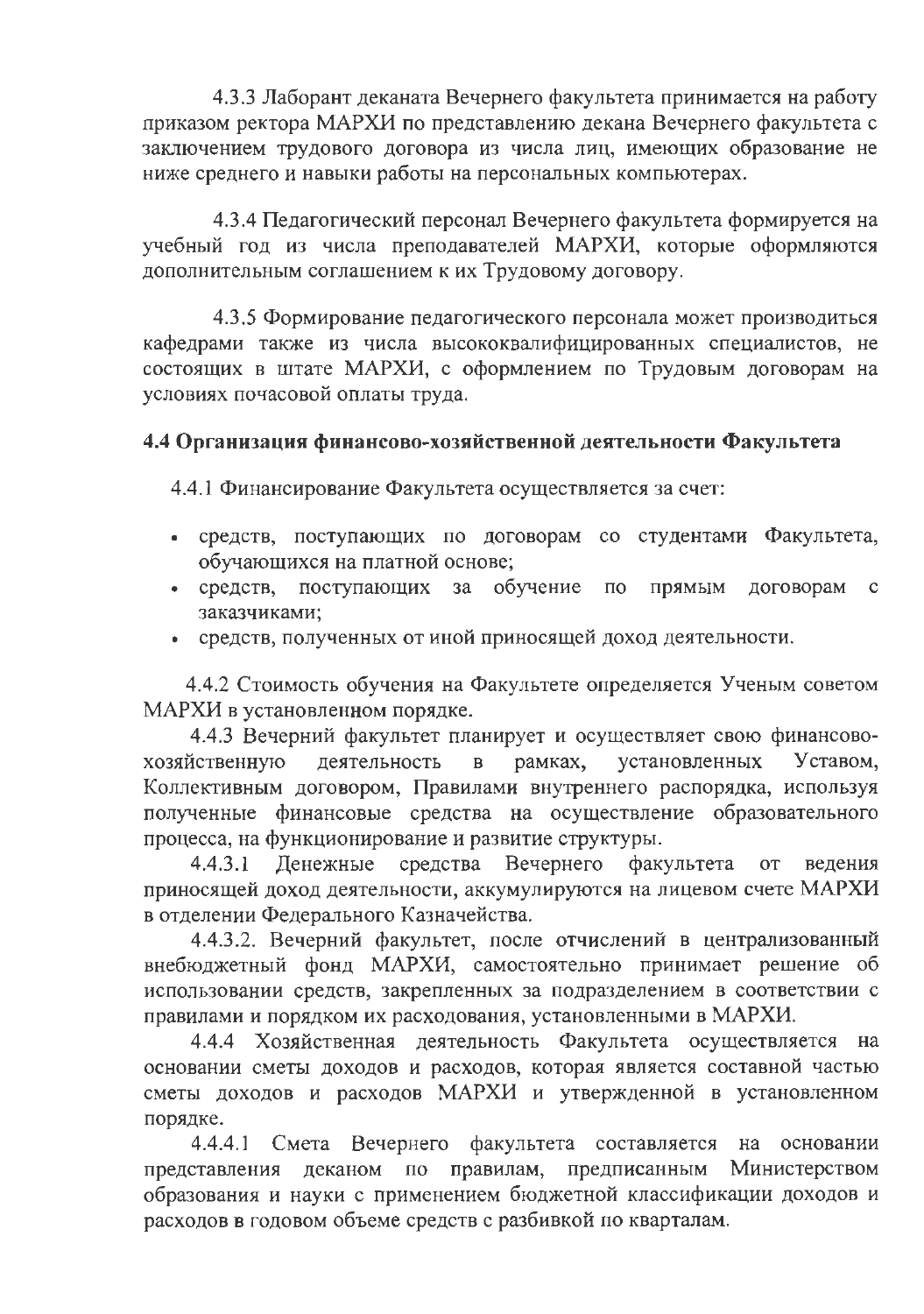4.3.3 Лаборант деканата Вечернего факультета принимается на работу приказом ректора МАРХИ по представлению декана Вечернего факультета с заключением трудового договора из числа лиц, имеющих образование не ниже среднего и навыки работы на персональных компьютерах.

4.3.4 Педагогический персонал Вечернего факультета формируется на учебный год из числа преподавателей МАРХИ, которые оформляются дополнительным соглашением к их Трудовому договору.

4.3.5 Формирование педагогического персонала может производиться кафедрами также из числа высококвалифицированных специалистов, не состоящих в штате МАРХИ, с оформлением по Трудовым договорам на условиях почасовой оплаты труда.

**4.4 Организация финансово-хозяйственной деятельности Факультета**

4.4.1 Финансирование Факультета осуществляется за счет:

- средств, поступающих по договорам со студентами Факультета, обучающихся на платной основе;
- средств, поступающих за обучение по прямым договорам с заказчиками;
- средств, полученных от иной приносящей доход деятельности.

4.4.2 Стоимость обучения на Факультете определяется Ученым советом МАРХИ в установленном порядке.

4.4.3 Вечерний факультет планирует и осуществляет свою финансово-хозяйственную деятельность в рамках, установленных Уставом, Коллективным договором, Правилами внутреннего распорядка, используя полученные финансовые средства на осуществление образовательного процесса, на функционирование и развитие структуры.

4.4.3.1 Денежные средства Вечернего факультета от ведения приносящей доход деятельности, аккумулируются на лицевом счете МАРХИ в отделении Федерального Казначейства.

4.4.3.2. Вечерний факультет, после отчислений в централизованный внебюджетный фонд МАРХИ, самостоятельно принимает решение об использовании средств, закрепленных за подразделением в соответствии с правилами и порядком их расходования, установленными в МАРХИ.

4.4.4 Хозяйственная деятельность Факультета осуществляется на основании сметы доходов и расходов, которая является составной частью сметы доходов и расходов МАРХИ и утвержденной в установленном порядке.

4.4.4.1 Смета Вечернего факультета составляется на основании представления деканом по правилам, предписанным Министерством образования и науки с применением бюджетной классификации доходов и расходов в годовом объеме средств с разбивкой по кварталам.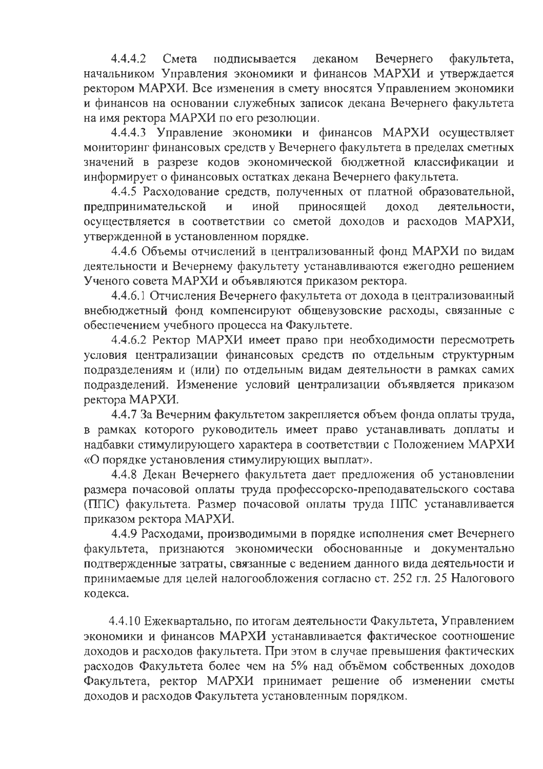4.4.4.2 Смета подписывается деканом Вечернего факультета, начальником Управления экономики и финансов МАРХИ и утверждается ректором МАРХИ. Все изменения в смету вносятся Управлением экономики и финансов на основании служебных записок декана Вечернего факультета на имя ректора МАРХИ по его резолюции.

4.4.4.3 Управление экономики и финансов МАРХИ осуществляет мониторинг финансовых средств у Вечернего факультета в пределах сметных значений в разрезе кодов экономической бюджетной классификации и информирует о финансовых остатках декана Вечернего факультета.

4.4.5 Расходование средств, полученных от платной образовательной, предпринимательской и иной приносящей доход деятельности, осуществляется в соответствии со сметой доходов и расходов МАРХИ, утвержденной в установленном порядке.

4.4.6 Объемы отчислений в централизованный фонд МАРХИ по видам деятельности и Вечернему факультету устанавливаются ежегодно решением Ученого совета МАРХИ и объявляются приказом ректора.

4.4.6.1 Отчисления Вечернего факультета от дохода в централизованный внебюджетный фонд компенсируют общевузовские расходы, связанные с обеспечением учебного процесса на Факультете.

4.4.6.2 Ректор МАРХИ имеет право при необходимости пересмотреть условия централизации финансовых средств по отдельным структурным подразделениям и (или) по отдельным видам деятельности в рамках самих подразделений. Изменение условий централизации объявляется приказом ректора МАРХИ.

4.4.7 За Вечерним факультетом закрепляется объем фонда оплаты труда, в рамках которого руководитель имеет право устанавливать доплаты и надбавки стимулирующего характера в соответствии с Положением МАРХИ «О порядке установления стимулирующих выплат».

4.4.8 Декан Вечернего факультета дает предложения об установлении размера почасовой оплаты труда профессорско-преподавательского состава (ППС) факультета. Размер почасовой оплаты труда ППС устанавливается приказом ректора МАРХИ.

4.4.9 Расходами, производимыми в порядке исполнения смет Вечернего факультета, признаются экономически обоснованные и документально подтвержденные затраты, связанные с ведением данного вида деятельности и принимаемые для целей налогообложения согласно ст. 252 гл. 25 Налогового кодекса.

4.4.10 Ежеквартально, по итогам деятельности Факультета, Управлением экономики и финансов МАРХИ устанавливается фактическое соотношение доходов и расходов факультета. При этом в случае превышения фактических расходов Факультета более чем на 5% над объёмом собственных доходов Факультета, ректор МАРХИ принимает решение об изменении сметы доходов и расходов Факультета установленным порядком.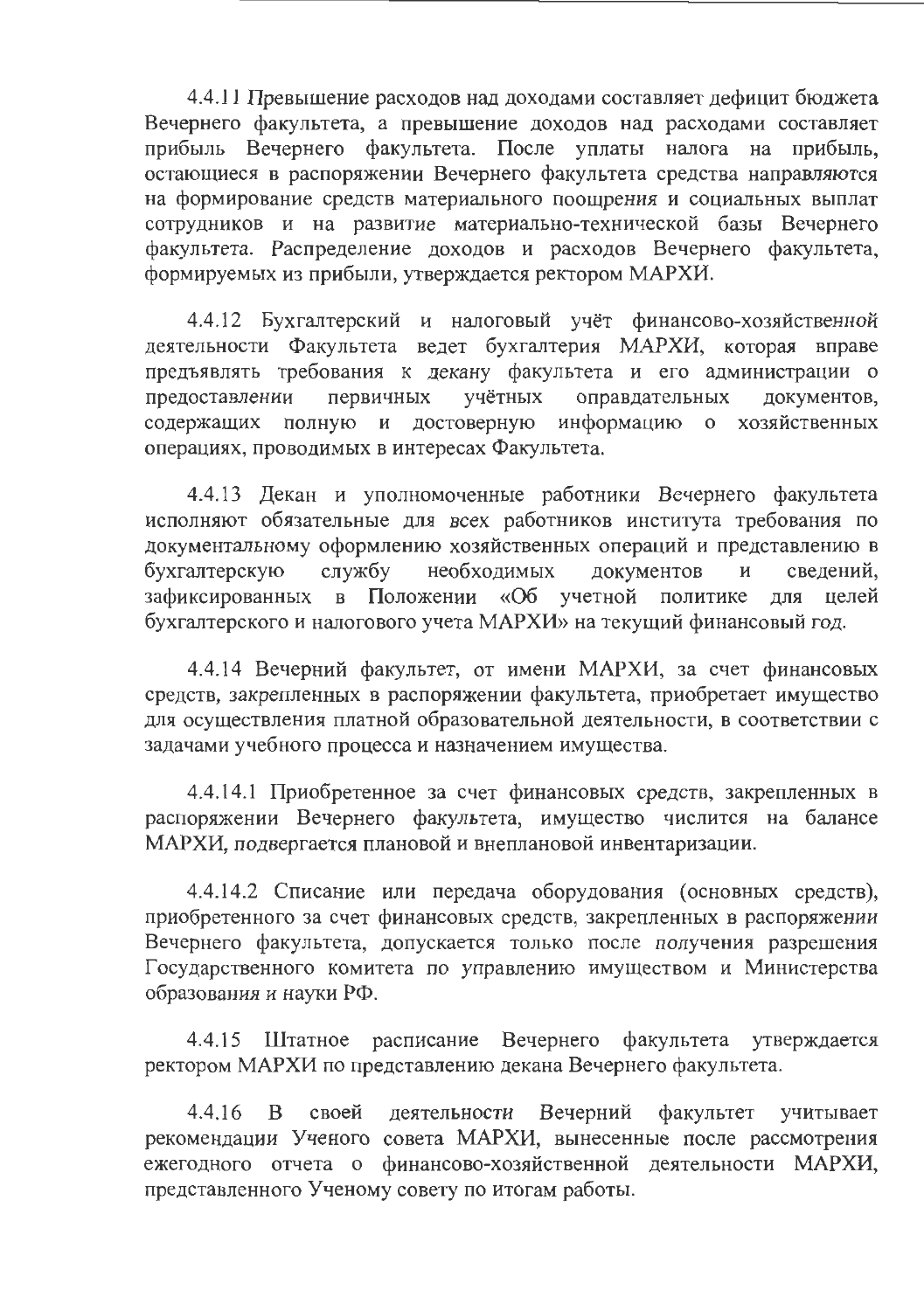4.4.11 Превышение расходов над доходами составляет дефицит бюджета Вечернего факультета, а превышение доходов над расходами составляет прибыль Вечернего факультета. После уплаты налога на прибыль, остающиеся в распоряжении Вечернего факультета средства направляются на формирование средств материального поощрения и социальных выплат сотрудников и на развитие материально-технической базы Вечернего факультета. Распределение доходов и расходов Вечернего факультета, формируемых из прибыли, утверждается ректором МАРХИ.

4.4.12 Бухгалтерский и налоговый учёт финансово-хозяйственной деятельности Факультета ведет бухгалтерия МАРХИ, которая вправе предъявлять требования к декану факультета и его администрации о предоставлении первичных учётных оправдательных документов, содержащих полную и достоверную информацию о хозяйственных операциях, проводимых в интересах Факультета.

4.4.13 Декан и уполномоченные работники Вечернего факультета исполняют обязательные для всех работников института требования по документальному оформлению хозяйственных операций и представлению в бухгалтерскую службу необходимых документов и сведений, зафиксированных в Положении «Об учетной политике для целей бухгалтерского и налогового учета МАРХИ» на текущий финансовый год.

4.4.14 Вечерний факультет, от имени МАРХИ, за счет финансовых средств, закрепленных в распоряжении факультета, приобретает имущество для осуществления платной образовательной деятельности, в соответствии с задачами учебного процесса и назначением имущества.

4.4.14.1 Приобретенное за счет финансовых средств, закрепленных в распоряжении Вечернего факультета, имущество числится на балансе МАРХИ, подвергается плановой и внеплановой инвентаризации.

4.4.14.2 Списание или передача оборудования (основных средств), приобретенного за счет финансовых средств, закрепленных в распоряжении Вечернего факультета, допускается только после получения разрешения Государственного комитета по управлению имуществом и Министерства образования и науки РФ.

4.4.15 Штатное расписание Вечернего факультета утверждается ректором МАРХИ по представлению декана Вечернего факультета.

4.4.16 В своей деятельности Вечерний факультет учитывает рекомендации Ученого совета МАРХИ, вынесенные после рассмотрения ежегодного отчета о финансово-хозяйственной деятельности МАРХИ, представленного Ученому совету по итогам работы.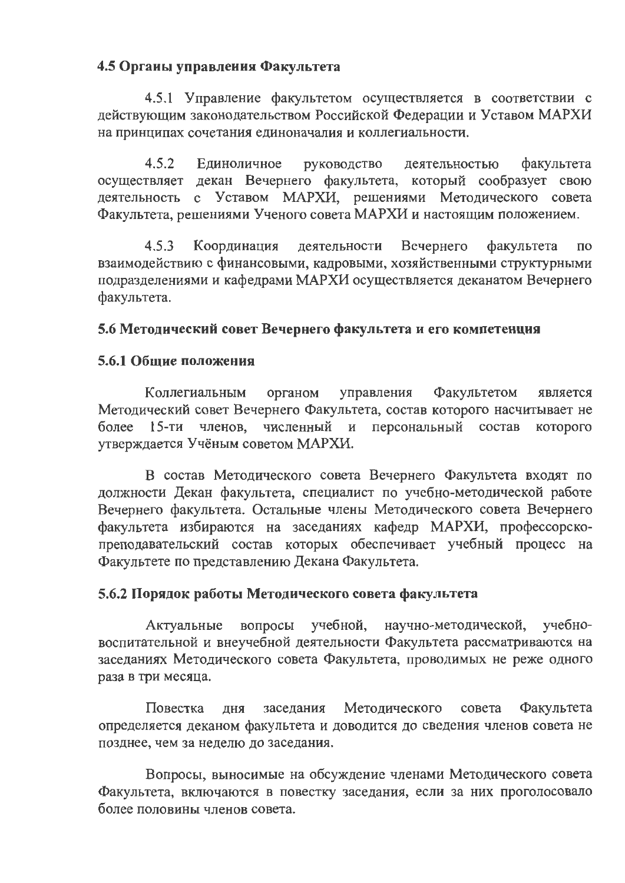### 4.5 Органы управления Факультета

4.5.1 Управление факультетом осуществляется в соответствии с действующим законодательством Российской Федерации и Уставом МАРХИ на принципах сочетания единоначалия и коллегиальности.

4.5.2 Единоличное руководство деятельностью факультета осуществляет декан Вечернего факультета, который сообразует свою деятельность с Уставом МАРХИ, решениями Методического совета Факультета, решениями Ученого совета МАРХИ и настоящим положением.

4.5.3 Координация деятельности Вечернего факультета по взаимодействию с финансовыми, кадровыми, хозяйственными структурными подразделениями и кафедрами МАРХИ осуществляется деканатом Вечернего факультета.

### 5.6 Методический совет Вечернего факультета и его компетенция

#### 5.6.1 Общие положения

Коллегиальным органом управления Факультетом является Методический совет Вечернего Факультета, состав которого насчитывает не более 15-ти членов, численный и персональный состав которого утверждается Учёным советом МАРХИ.

В состав Методического совета Вечернего Факультета входят по должности Декан факультета, специалист по учебно-методической работе Вечернего факультета. Остальные члены Методического совета Вечернего факультета избираются на заседаниях кафедр МАРХИ, профессорско-преподавательский состав которых обеспечивает учебный процесс на Факультете по представлению Декана Факультета.

#### 5.6.2 Порядок работы Методического совета факультета

Актуальные вопросы учебной, научно-методической, учебно-воспитательной и внеучебной деятельности Факультета рассматриваются на заседаниях Методического совета Факультета, проводимых не реже одного раза в три месяца.

Повестка дня заседания Методического совета Факультета определяется деканом факультета и доводится до сведения членов совета не позднее, чем за неделю до заседания.

Вопросы, выносимые на обсуждение членами Методического совета Факультета, включаются в повестку заседания, если за них проголосовало более половины членов совета.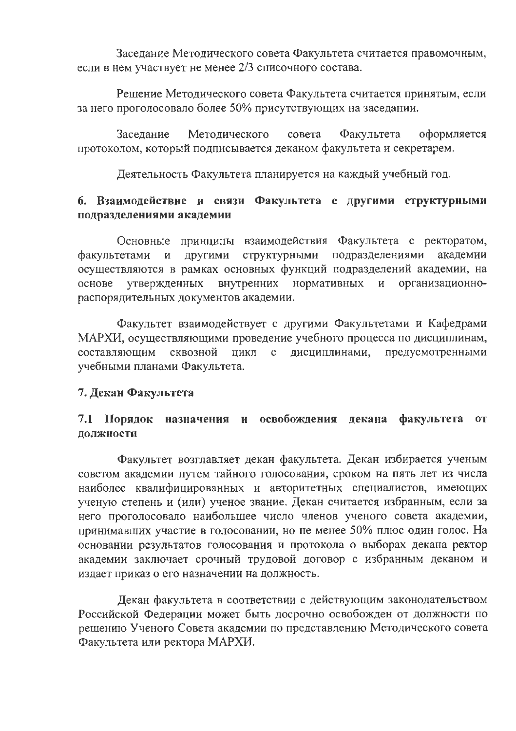Заседание Методического совета Факультета считается правомочным, если в нем участвует не менее 2/3 списочного состава.

Решение Методического совета Факультета считается принятым, если за него проголосовало более 50% присутствующих на заседании.

Заседание Методического совета Факультета оформляется протоколом, который подписывается деканом факультета и секретарем.

Деятельность Факультета планируется на каждый учебный год.

## 6. Взаимодействие и связи Факультета с другими структурными подразделениями академии

Основные принципы взаимодействия Факультета с ректоратом, факультетами и другими структурными подразделениями академии осуществляются в рамках основных функций подразделений академии, на основе утвержденных внутренних нормативных и организационно-распорядительных документов академии.

Факультет взаимодействует с другими Факультетами и Кафедрами МАРХИ, осуществляющими проведение учебного процесса по дисциплинам, составляющим сквозной цикл с дисциплинами, предусмотренными учебными планами Факультета.

## 7. Декан Факультета

### 7.1 Порядок назначения и освобождения декана факультета от должности

Факультет возглавляет декан факультета. Декан избирается ученым советом академии путем тайного голосования, сроком на пять лет из числа наиболее квалифицированных и авторитетных специалистов, имеющих ученую степень и (или) ученое звание. Декан считается избранным, если за него проголосовало наибольшее число членов ученого совета академии, принимавших участие в голосовании, но не менее 50% плюс один голос. На основании результатов голосования и протокола о выборах декана ректор академии заключает срочный трудовой договор с избранным деканом и издает приказ о его назначении на должность.

Декан факультета в соответствии с действующим законодательством Российской Федерации может быть досрочно освобожден от должности по решению Ученого Совета академии по представлению Методического совета Факультета или ректора МАРХИ.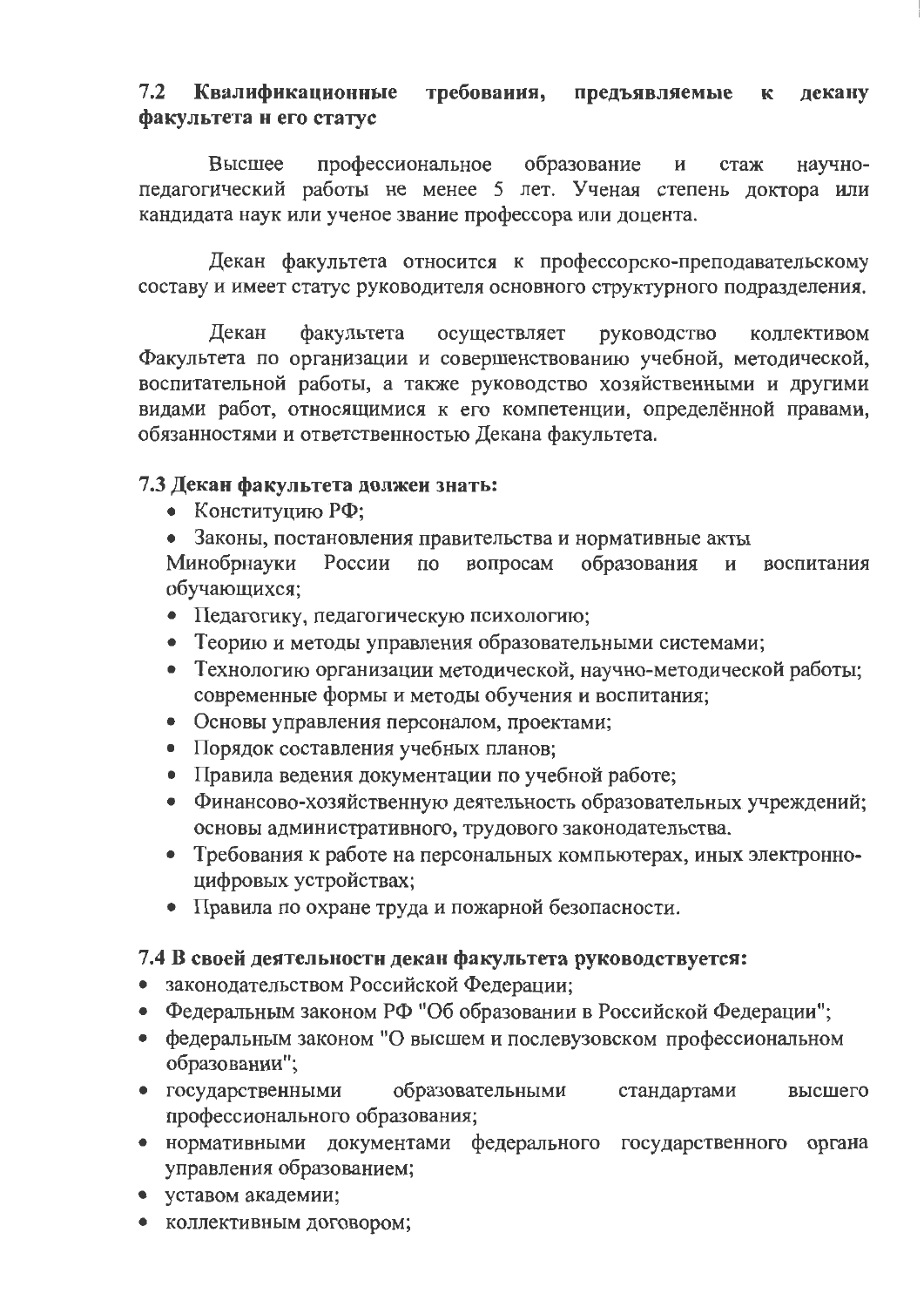### 7.2 Квалификационные требования, предъявляемые к декану факультета и его статус

Высшее профессиональное образование и стаж научно-педагогический работы не менее 5 лет. Ученая степень доктора или кандидата наук или ученое звание профессора или доцента.

Декан факультета относится к профессорско-преподавательскому составу и имеет статус руководителя основного структурного подразделения.

Декан факультета осуществляет руководство коллективом Факультета по организации и совершенствованию учебной, методической, воспитательной работы, а также руководство хозяйственными и другими видами работ, относящимися к его компетенции, определённой правами, обязанностями и ответственностью Декана факультета.

### 7.3 Декан факультета должен знать:

- Конституцию РФ;
- Законы, постановления правительства и нормативные акты Минобрнауки России по вопросам образования и воспитания обучающихся;
- Педагогику, педагогическую психологию;
- Теорию и методы управления образовательными системами;
- Технологию организации методической, научно-методической работы; современные формы и методы обучения и воспитания;
- Основы управления персоналом, проектами;
- Порядок составления учебных планов;
- Правила ведения документации по учебной работе;
- Финансово-хозяйственную деятельность образовательных учреждений; основы административного, трудового законодательства.
- Требования к работе на персональных компьютерах, иных электронно-цифровых устройствах;
- Правила по охране труда и пожарной безопасности.

### 7.4 В своей деятельности декан факультета руководствуется:

- законодательством Российской Федерации;
- Федеральным законом РФ "Об образовании в Российской Федерации";
- федеральным законом "О высшем и послевузовском профессиональном образовании";
- государственными образовательными стандартами высшего профессионального образования;
- нормативными документами федерального государственного органа управления образованием;
- уставом академии;
- коллективным договором;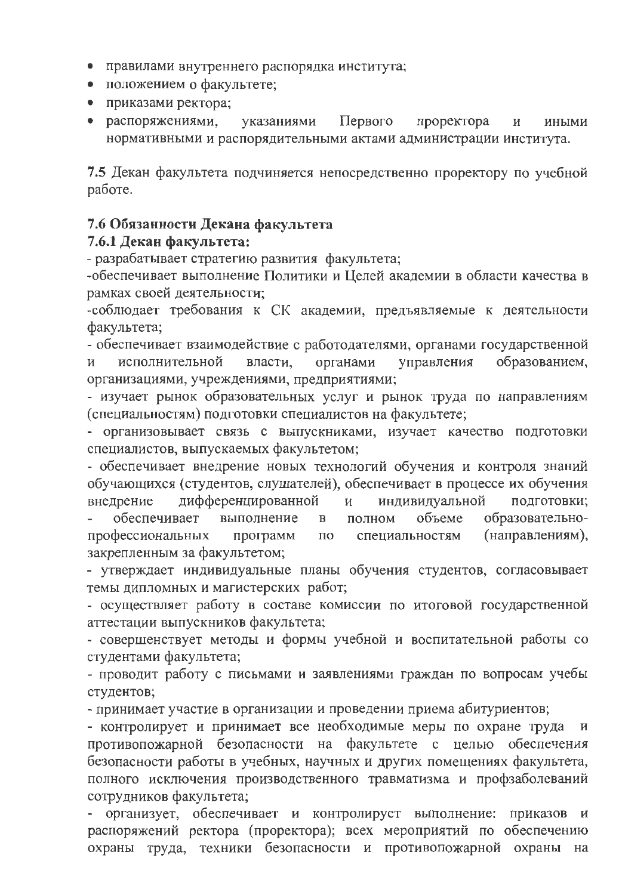- правилами внутреннего распорядка института;
- положением о факультете;
- приказами ректора;
- распоряжениями, указаниями Первого проректора и иными нормативными и распорядительными актами администрации института.

**7.5** Декан факультета подчиняется непосредственно проректору по учебной работе.

**7.6 Обязанности Декана факультета**

**7.6.1 Декан факультета:**

- разрабатывает стратегию развития факультета;
-обеспечивает выполнение Политики и Целей академии в области качества в рамках своей деятельности;
-соблюдает требования к СК академии, предъявляемые к деятельности факультета;
- обеспечивает взаимодействие с работодателями, органами государственной и исполнительной власти, органами управления образованием, организациями, учреждениями, предприятиями;
- изучает рынок образовательных услуг и рынок труда по направлениям (специальностям) подготовки специалистов на факультете;
- организовывает связь с выпускниками, изучает качество подготовки специалистов, выпускаемых факультетом;
- обеспечивает внедрение новых технологий обучения и контроля знаний обучающихся (студентов, слушателей), обеспечивает в процессе их обучения внедрение дифференцированной и индивидуальной подготовки;
- обеспечивает выполнение в полном объеме образовательно-профессиональных программ по специальностям (направлениям), закрепленным за факультетом;
- утверждает индивидуальные планы обучения студентов, согласовывает темы дипломных и магистерских работ;
- осуществляет работу в составе комиссии по итоговой государственной аттестации выпускников факультета;
- совершенствует методы и формы учебной и воспитательной работы со студентами факультета;
- проводит работу с письмами и заявлениями граждан по вопросам учебы студентов;
- принимает участие в организации и проведении приема абитуриентов;
- контролирует и принимает все необходимые меры по охране труда и противопожарной безопасности на факультете с целью обеспечения безопасности работы в учебных, научных и других помещениях факультета, полного исключения производственного травматизма и профзаболеваний сотрудников факультета;
- организует, обеспечивает и контролирует выполнение: приказов и распоряжений ректора (проректора); всех мероприятий по обеспечению охраны труда, техники безопасности и противопожарной охраны на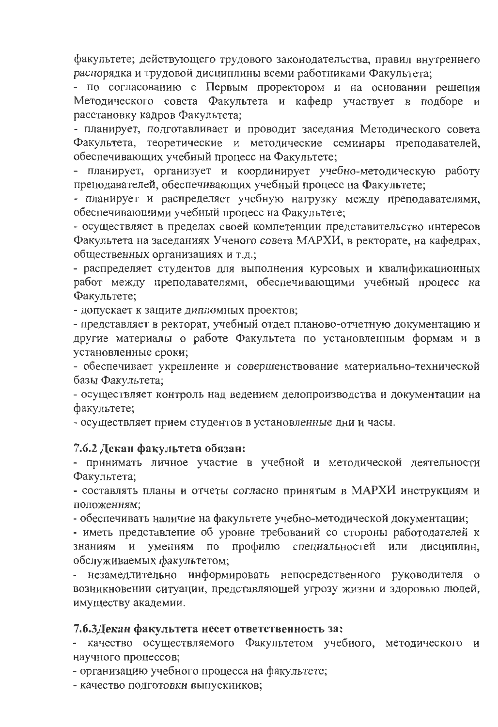факультете; действующего трудового законодательства, правил внутреннего распорядка и трудовой дисциплины всеми работниками Факультета;

- по согласованию с Первым проректором и на основании решения Методического совета Факультета и кафедр участвует в подборе и расстановку кадров Факультета;
- планирует, подготавливает и проводит заседания Методического совета Факультета, теоретические и методические семинары преподавателей, обеспечивающих учебный процесс на Факультете;
- планирует, организует и координирует учебно-методическую работу преподавателей, обеспечивающих учебный процесс на Факультете;
- планирует и распределяет учебную нагрузку между преподавателями, обеспечивающими учебный процесс на Факультете;
- осуществляет в пределах своей компетенции представительство интересов Факультета на заседаниях Ученого совета МАРХИ, в ректорате, на кафедрах, общественных организациях и т.д.;
- распределяет студентов для выполнения курсовых и квалификационных работ между преподавателями, обеспечивающими учебный процесс на Факультете;
- допускает к защите дипломных проектов;
- представляет в ректорат, учебный отдел планово-отчетную документацию и другие материалы о работе Факультета по установленным формам и в установленные сроки;
- обеспечивает укрепление и совершенствование материально-технической базы Факультета;
- осуществляет контроль над ведением делопроизводства и документации на факультете;
- осуществляет прием студентов в установленные дни и часы.

**7.6.2 Декан факультета обязан:**

- принимать личное участие в учебной и методической деятельности Факультета;
- составлять планы и отчеты согласно принятым в МАРХИ инструкциям и положениям;
- обеспечивать наличие на факультете учебно-методической документации;
- иметь представление об уровне требований со стороны работодателей к знаниям и умениям по профилю специальностей или дисциплин, обслуживаемых факультетом;
- незамедлительно информировать непосредственного руководителя о возникновении ситуации, представляющей угрозу жизни и здоровью людей, имуществу академии.

**7.6.3Декан факультета несет ответственность за:**

- качество осуществляемого Факультетом учебного, методического и научного процессов;
- организацию учебного процесса на факультете;
- качество подготовки выпускников;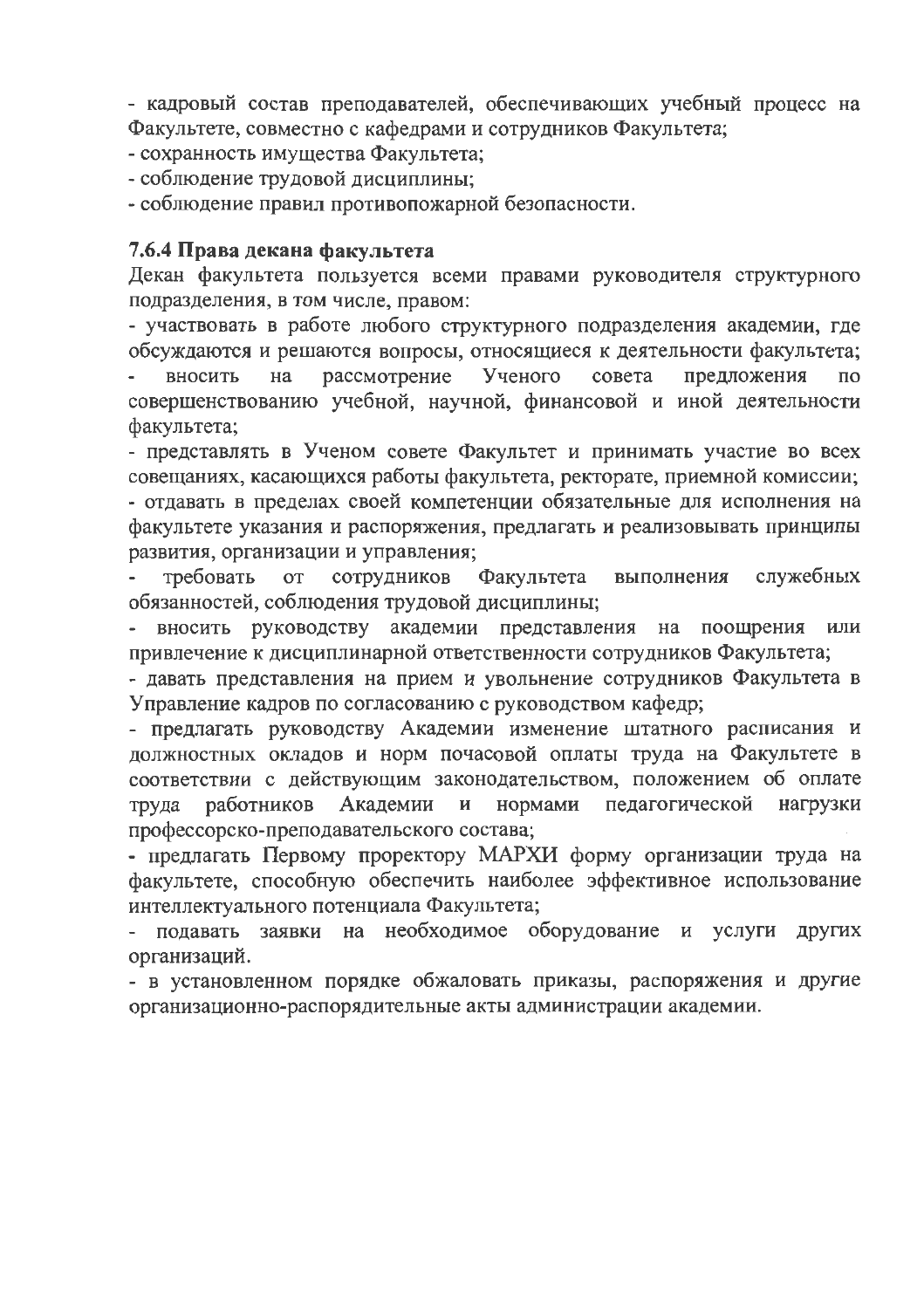- кадровый состав преподавателей, обеспечивающих учебный процесс на Факультете, совместно с кафедрами и сотрудников Факультета;
- сохранность имущества Факультета;
- соблюдение трудовой дисциплины;
- соблюдение правил противопожарной безопасности.

**7.6.4 Права декана факультета**

Декан факультета пользуется всеми правами руководителя структурного подразделения, в том числе, правом:

- участвовать в работе любого структурного подразделения академии, где обсуждаются и решаются вопросы, относящиеся к деятельности факультета;
- вносить на рассмотрение Ученого совета предложения по совершенствованию учебной, научной, финансовой и иной деятельности факультета;
- представлять в Ученом совете Факультет и принимать участие во всех совещаниях, касающихся работы факультета, ректорате, приемной комиссии;
- отдавать в пределах своей компетенции обязательные для исполнения на факультете указания и распоряжения, предлагать и реализовывать принципы развития, организации и управления;
- требовать от сотрудников Факультета выполнения служебных обязанностей, соблюдения трудовой дисциплины;
- вносить руководству академии представления на поощрения или привлечение к дисциплинарной ответственности сотрудников Факультета;
- давать представления на прием и увольнение сотрудников Факультета в Управление кадров по согласованию с руководством кафедр;
- предлагать руководству Академии изменение штатного расписания и должностных окладов и норм почасовой оплаты труда на Факультете в соответствии с действующим законодательством, положением об оплате труда работников Академии и нормами педагогической нагрузки профессорско-преподавательского состава;
- предлагать Первому проректору МАРХИ форму организации труда на факультете, способную обеспечить наиболее эффективное использование интеллектуального потенциала Факультета;
- подавать заявки на необходимое оборудование и услуги других организаций.
- в установленном порядке обжаловать приказы, распоряжения и другие организационно-распорядительные акты администрации академии.